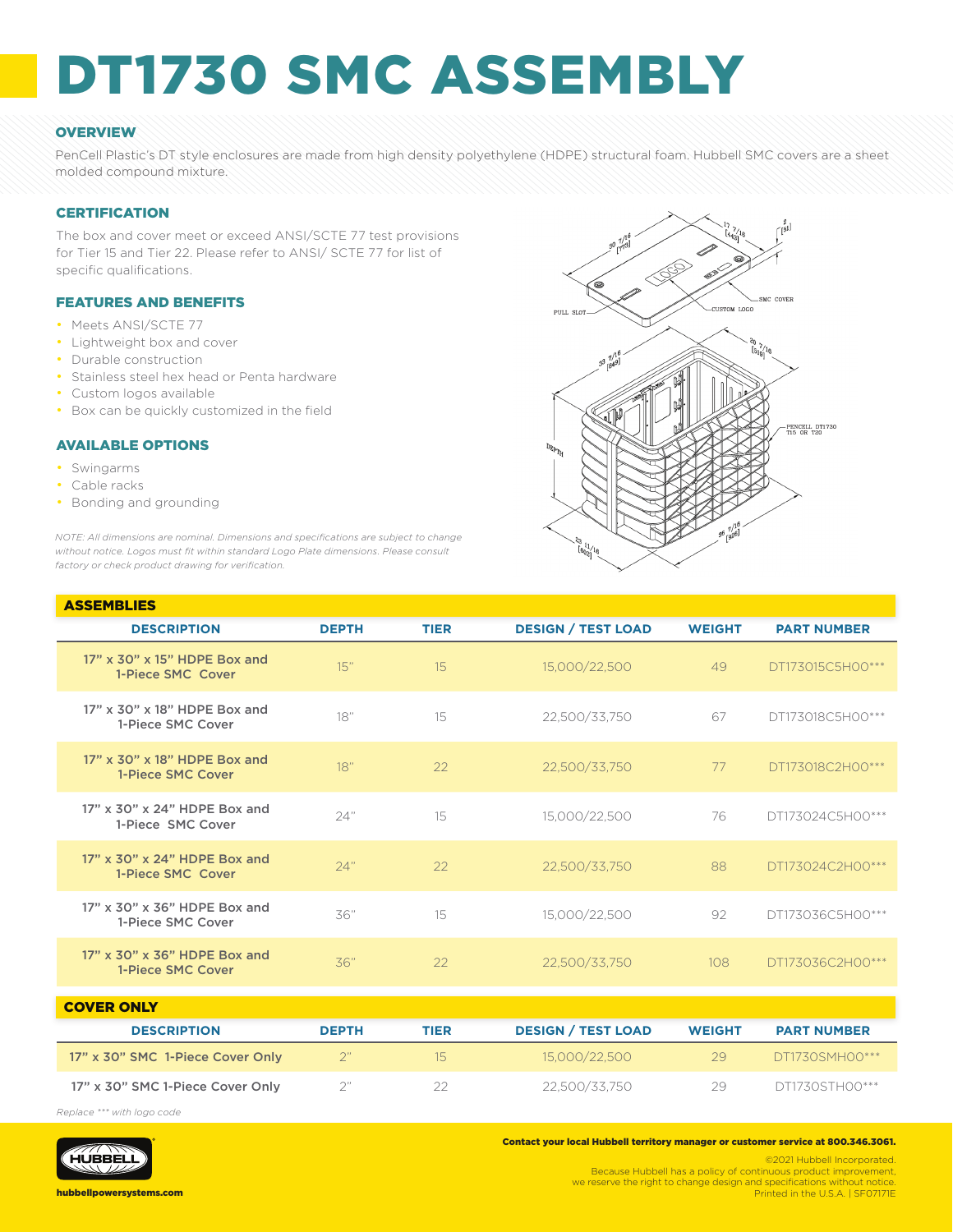# DT1730 SMC ASSEMBLY

## OVERVIEW

PenCell Plastic's DT style enclosures are made from high density polyethylene (HDPE) structural foam. Hubbell SMC covers are a sheet molded compound mixture.

## CERTIFICATION

The box and cover meet or exceed ANSI/SCTE 77 test provisions for Tier 15 and Tier 22. Please refer to ANSI/ SCTE 77 for list of specific qualifications.

## FEATURES AND BENEFITS

- Meets ANSI/SCTE 77
- Lightweight box and cover
- Durable construction
- Stainless steel hex head or Penta hardware
- Custom logos available
- Box can be quickly customized in the field

## AVAILABLE OPTIONS

- Swingarms
- Cable racks
- Bonding and grounding

*NOTE: All dimensions are nominal. Dimensions and specifications are subject to change without notice. Logos must fit within standard Logo Plate dimensions. Please consult factory or check product drawing for verification.*

## ASSEMBLIES

| DESCRIPTION | DEPTH | TIER | DESIGN / TEST LOAD | WEIGHT | PART NUMBER |
|---|---|---|---|---|---|
| 17" x 30" x 15" HDPE Box and 1-Piece SMC Cover | 15" | 15 | 15,000/22,500 | 49 | DT173015C5H00*** |
| 17" x 30" x 18" HDPE Box and 1-Piece SMC Cover | 18" | 15 | 22,500/33,750 | 67 | DT173018C5H00*** |
| 17" x 30" x 18" HDPE Box and 1-Piece SMC Cover | 18" | 22 | 22,500/33,750 | 77 | DT173018C2H00*** |
| 17" x 30" x 24" HDPE Box and 1-Piece SMC Cover | 24" | 15 | 15,000/22,500 | 76 | DT173024C5H00*** |
| 17" x 30" x 24" HDPE Box and 1-Piece SMC Cover | 24" | 22 | 22,500/33,750 | 88 | DT173024C2H00*** |
| 17" x 30" x 36" HDPE Box and 1-Piece SMC Cover | 36" | 15 | 15,000/22,500 | 92 | DT173036C5H00*** |
| 17" x 30" x 36" HDPE Box and 1-Piece SMC Cover | 36" | 22 | 22,500/33,750 | 108 | DT173036C2H00*** |

## COVER ONLY

| DESCRIPTION | DEPTH | TIER | DESIGN / TEST LOAD | WEIGHT | PART NUMBER |
|---|---|---|---|---|---|
| 17" x 30" SMC 1-Piece Cover Only | 2" | 15 | 15,000/22,500 | 29 | DT1730SMH00*** |
| 17" x 30" SMC 1-Piece Cover Only | 2" | 22 | 22,500/33,750 | 29 | DT1730STH00*** |

*Replace *** with logo code*

**Contact your local Hubbell territory manager or customer service at 800.346.3061.**

©2021 Hubbell Incorporated.
Because Hubbell has a policy of continuous product improvement, we reserve the right to change design and specifications without notice.
Printed in the U.S.A. | SF07171E

hubbellpowersystems.com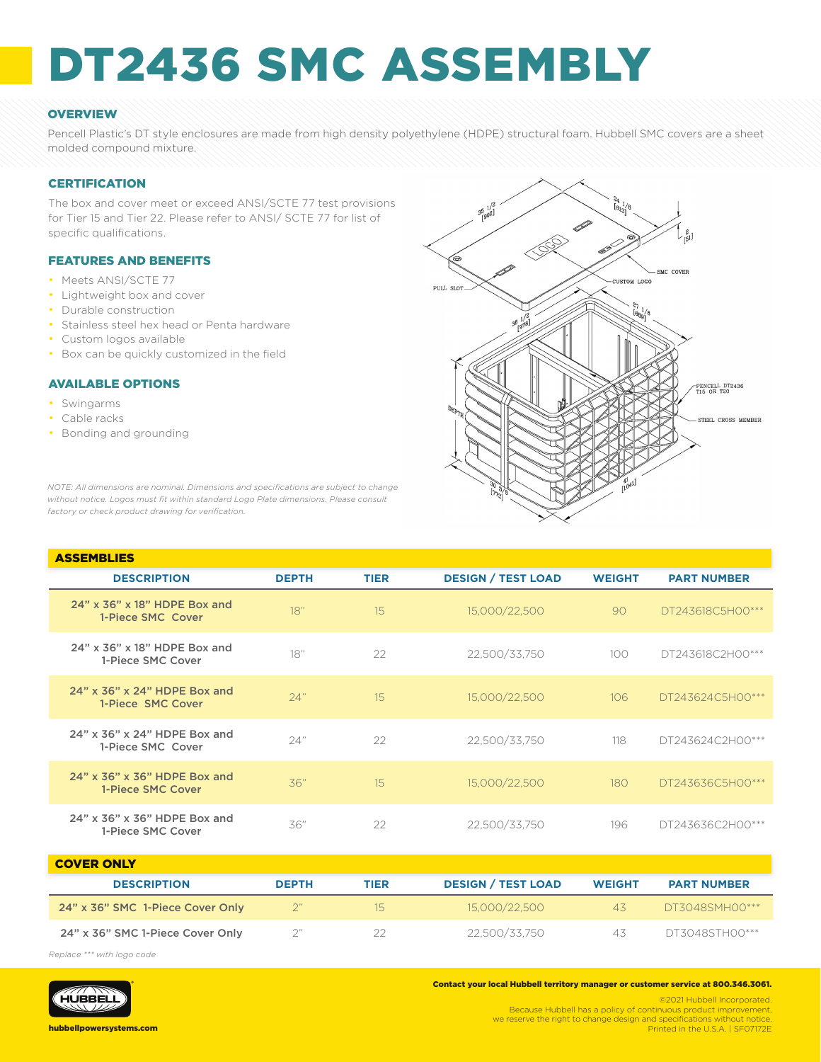# DT2436 SMC ASSEMBLY

## OVERVIEW

Pencell Plastic's DT style enclosures are made from high density polyethylene (HDPE) structural foam. Hubbell SMC covers are a sheet molded compound mixture.

## CERTIFICATION

The box and cover meet or exceed ANSI/SCTE 77 test provisions for Tier 15 and Tier 22. Please refer to ANSI/ SCTE 77 for list of specific qualifications.

## FEATURES AND BENEFITS

- Meets ANSI/SCTE 77
- Lightweight box and cover
- Durable construction
- Stainless steel hex head or Penta hardware
- Custom logos available
- Box can be quickly customized in the field

## AVAILABLE OPTIONS

- Swingarms
- Cable racks
- Bonding and grounding

*NOTE: All dimensions are nominal. Dimensions and specifications are subject to change without notice. Logos must fit within standard Logo Plate dimensions. Please consult factory or check product drawing for verification.*

## ASSEMBLIES

| DESCRIPTION | DEPTH | TIER | DESIGN / TEST LOAD | WEIGHT | PART NUMBER |
|---|---|---|---|---|---|
| 24" x 36" x 18" HDPE Box and 1-Piece SMC Cover | 18" | 15 | 15,000/22,500 | 90 | DT243618C5H00*** |
| 24" x 36" x 18" HDPE Box and 1-Piece SMC Cover | 18" | 22 | 22,500/33,750 | 100 | DT243618C2H00*** |
| 24" x 36" x 24" HDPE Box and 1-Piece SMC Cover | 24" | 15 | 15,000/22,500 | 106 | DT243624C5H00*** |
| 24" x 36" x 24" HDPE Box and 1-Piece SMC Cover | 24" | 22 | 22,500/33,750 | 118 | DT243624C2H00*** |
| 24" x 36" x 36" HDPE Box and 1-Piece SMC Cover | 36" | 15 | 15,000/22,500 | 180 | DT243636C5H00*** |
| 24" x 36" x 36" HDPE Box and 1-Piece SMC Cover | 36" | 22 | 22,500/33,750 | 196 | DT243636C2H00*** |

## COVER ONLY

| DESCRIPTION | DEPTH | TIER | DESIGN / TEST LOAD | WEIGHT | PART NUMBER |
|---|---|---|---|---|---|
| 24" x 36" SMC 1-Piece Cover Only | 2" | 15 | 15,000/22,500 | 43 | DT3048SMH00*** |
| 24" x 36" SMC 1-Piece Cover Only | 2" | 22 | 22,500/33,750 | 43 | DT3048STH00*** |

*Replace *** with logo code*

**Contact your local Hubbell territory manager or customer service at 800.346.3061.**

©2021 Hubbell Incorporated.
Because Hubbell has a policy of continuous product improvement, we reserve the right to change design and specifications without notice.
Printed in the U.S.A. | SF07172E

hubbellpowersystems.com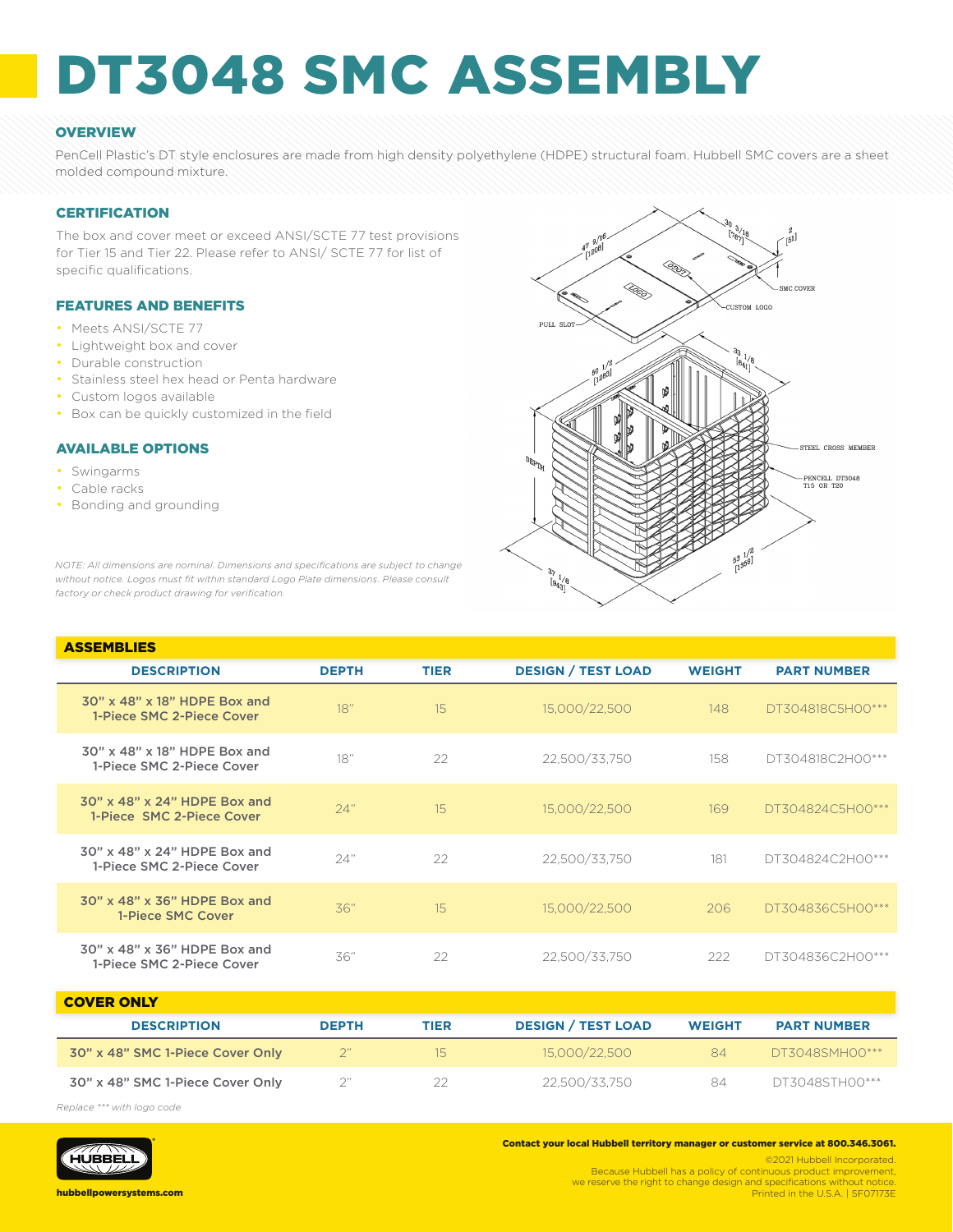# DT3048 SMC ASSEMBLY

## OVERVIEW

PenCell Plastic's DT style enclosures are made from high density polyethylene (HDPE) structural foam. Hubbell SMC covers are a sheet molded compound mixture.

## CERTIFICATION

The box and cover meet or exceed ANSI/SCTE 77 test provisions for Tier 15 and Tier 22. Please refer to ANSI/ SCTE 77 for list of specific qualifications.

## FEATURES AND BENEFITS

- Meets ANSI/SCTE 77
- Lightweight box and cover
- Durable construction
- Stainless steel hex head or Penta hardware
- Custom logos available
- Box can be quickly customized in the field

## AVAILABLE OPTIONS

- Swingarms
- Cable racks
- Bonding and grounding

*NOTE: All dimensions are nominal. Dimensions and specifications are subject to change without notice. Logos must fit within standard Logo Plate dimensions. Please consult factory or check product drawing for verification.*

47 9/16 [1208]
30 3/16 [767]
2 [51]
SMC COVER
CUSTOM LOGO
PULL SLOT
LOGO
50 1/2 [1283]
33 1/8 [841]
STEEL CROSS MEMBER
PENCELL DT3048 T15 OR T20
DEPTH
37 1/8 [943]
53 1/2 [1358]

## ASSEMBLIES

| DESCRIPTION | DEPTH | TIER | DESIGN / TEST LOAD | WEIGHT | PART NUMBER |
|---|---|---|---|---|---|
| 30" x 48" x 18" HDPE Box and 1-Piece SMC 2-Piece Cover | 18" | 15 | 15,000/22,500 | 148 | DT304818C5H00*** |
| 30" x 48" x 18" HDPE Box and 1-Piece SMC 2-Piece Cover | 18" | 22 | 22,500/33,750 | 158 | DT304818C2H00*** |
| 30" x 48" x 24" HDPE Box and 1-Piece SMC 2-Piece Cover | 24" | 15 | 15,000/22,500 | 169 | DT304824C5H00*** |
| 30" x 48" x 24" HDPE Box and 1-Piece SMC 2-Piece Cover | 24" | 22 | 22,500/33,750 | 181 | DT304824C2H00*** |
| 30" x 48" x 36" HDPE Box and 1-Piece SMC Cover | 36" | 15 | 15,000/22,500 | 206 | DT304836C5H00*** |
| 30" x 48" x 36" HDPE Box and 1-Piece SMC 2-Piece Cover | 36" | 22 | 22,500/33,750 | 222 | DT304836C2H00*** |

## COVER ONLY

| DESCRIPTION | DEPTH | TIER | DESIGN / TEST LOAD | WEIGHT | PART NUMBER |
|---|---|---|---|---|---|
| 30" x 48" SMC 1-Piece Cover Only | 2" | 15 | 15,000/22,500 | 84 | DT3048SMH00*** |
| 30" x 48" SMC 1-Piece Cover Only | 2" | 22 | 22,500/33,750 | 84 | DT3048STH00*** |

*Replace *** with logo code*

HUBBELL

hubbellpowersystems.com

**Contact your local Hubbell territory manager or customer service at 800.346.3061.**

©2021 Hubbell Incorporated.
Because Hubbell has a policy of continuous product improvement, we reserve the right to change design and specifications without notice.
Printed in the U.S.A. | SF07173E